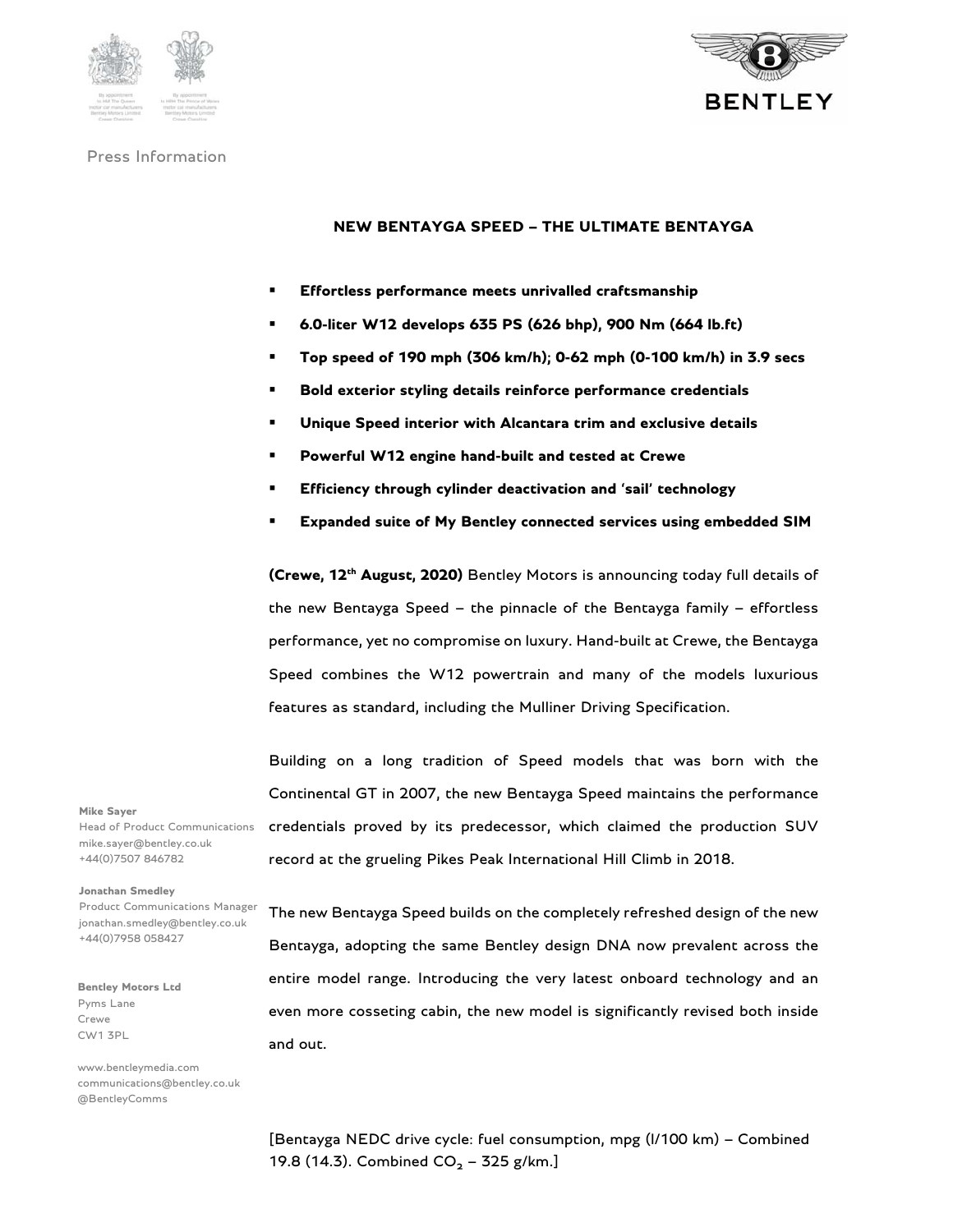Press Information

## NEW BENTAYGA SPEED – THE ULTIMATE BENTAYGA

- **Effortless performance meets unrivalled craftsmanship**
- **6.0-liter W12 develops 635 PS (626 bhp), 900 Nm (664 lb.ft)**
- **Top speed of 190 mph (306 km/h); 0-62 mph (0-100 km/h) in 3.9 secs**
- **Bold exterior styling details reinforce performance credentials**
- **Unique Speed interior with Alcantara trim and exclusive details**
- **Powerful W12 engine hand-built and tested at Crewe**
- **Efficiency through cylinder deactivation and 'sail' technology**
- **Expanded suite of My Bentley connected services using embedded SIM**

**(Crewe, 12th August, 2020)** Bentley Motors is announcing today full details of the new Bentayga Speed – the pinnacle of the Bentayga family – effortless performance, yet no compromise on luxury. Hand-built at Crewe, the Bentayga Speed combines the W12 powertrain and many of the models luxurious features as standard, including the Mulliner Driving Specification.

Building on a long tradition of Speed models that was born with the Continental GT in 2007, the new Bentayga Speed maintains the performance credentials proved by its predecessor, which claimed the production SUV record at the grueling Pikes Peak International Hill Climb in 2018.

The new Bentayga Speed builds on the completely refreshed design of the new Bentayga, adopting the same Bentley design DNA now prevalent across the entire model range. Introducing the very latest onboard technology and an even more cosseting cabin, the new model is significantly revised both inside and out.

[Bentayga NEDC drive cycle: fuel consumption, mpg (l/100 km) – Combined 19.8 (14.3). Combined $CO_2$ – 325 g/km.]

**Mike Sayer**
Head of Product Communications
mike.sayer@bentley.co.uk
+44(0)7507 846782

**Jonathan Smedley**
Product Communications Manager
jonathan.smedley@bentley.co.uk
+44(0)7958 058427

**Bentley Motors Ltd**
Pyms Lane
Crewe
CW1 3PL

www.bentleymedia.com
communications@bentley.co.uk
@BentleyComms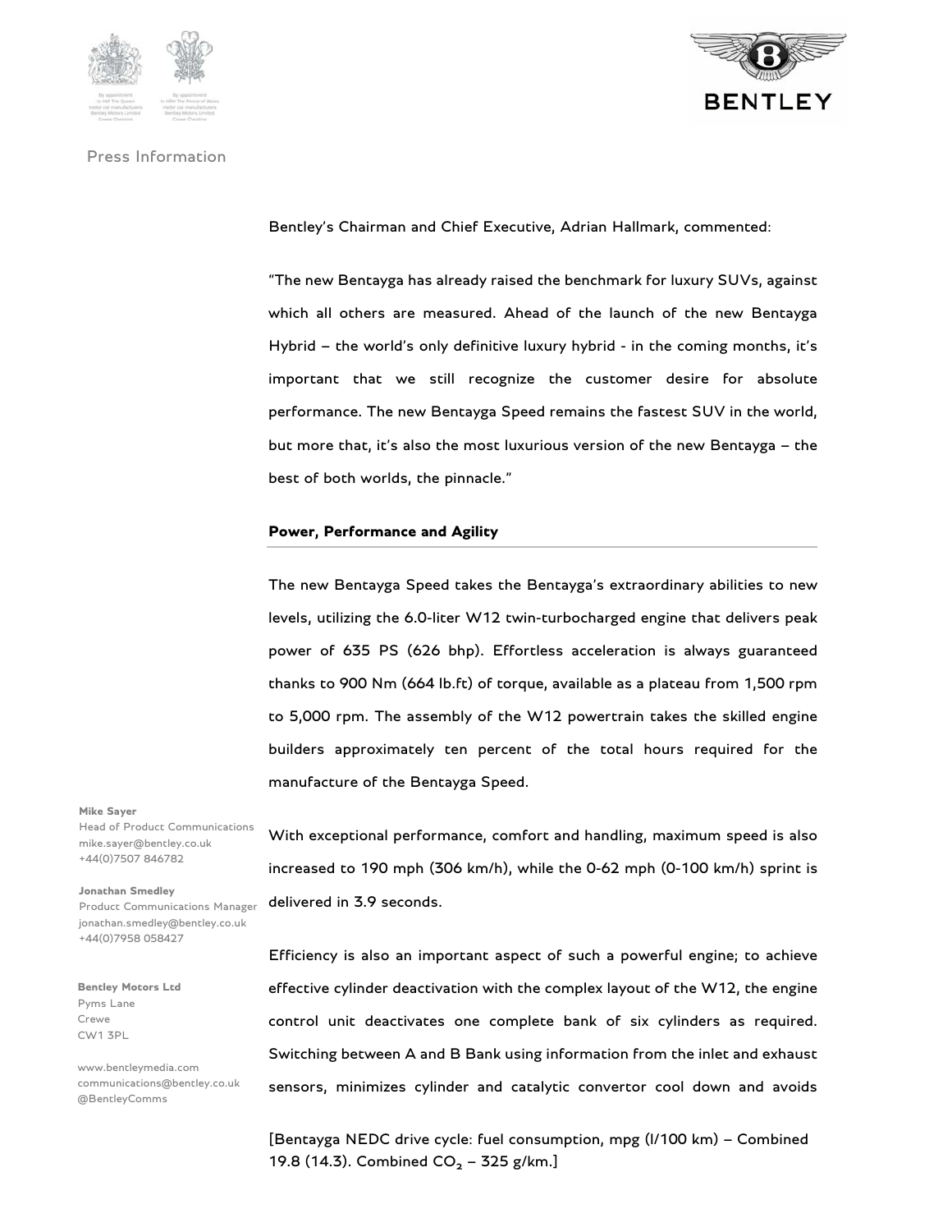Bentley's Chairman and Chief Executive, Adrian Hallmark, commented:

"The new Bentayga has already raised the benchmark for luxury SUVs, against which all others are measured. Ahead of the launch of the new Bentayga Hybrid – the world's only definitive luxury hybrid - in the coming months, it's important that we still recognize the customer desire for absolute performance. The new Bentayga Speed remains the fastest SUV in the world, but more that, it's also the most luxurious version of the new Bentayga – the best of both worlds, the pinnacle."

**Power, Performance and Agility**

The new Bentayga Speed takes the Bentayga's extraordinary abilities to new levels, utilizing the 6.0-liter W12 twin-turbocharged engine that delivers peak power of 635 PS (626 bhp). Effortless acceleration is always guaranteed thanks to 900 Nm (664 lb.ft) of torque, available as a plateau from 1,500 rpm to 5,000 rpm. The assembly of the W12 powertrain takes the skilled engine builders approximately ten percent of the total hours required for the manufacture of the Bentayga Speed.

With exceptional performance, comfort and handling, maximum speed is also increased to 190 mph (306 km/h), while the 0-62 mph (0-100 km/h) sprint is delivered in 3.9 seconds.

Efficiency is also an important aspect of such a powerful engine; to achieve effective cylinder deactivation with the complex layout of the W12, the engine control unit deactivates one complete bank of six cylinders as required. Switching between A and B Bank using information from the inlet and exhaust sensors, minimizes cylinder and catalytic convertor cool down and avoids

[Bentayga NEDC drive cycle: fuel consumption, mpg (l/100 km) – Combined 19.8 (14.3). Combined $CO_2$ – 325 g/km.]

**Mike Sayer**
Head of Product Communications
mike.sayer@bentley.co.uk
+44(0)7507 846782

**Jonathan Smedley**
Product Communications Manager
jonathan.smedley@bentley.co.uk
+44(0)7958 058427

**Bentley Motors Ltd**
Pyms Lane
Crewe
CW1 3PL

www.bentleymedia.com
communications@bentley.co.uk
@BentleyComms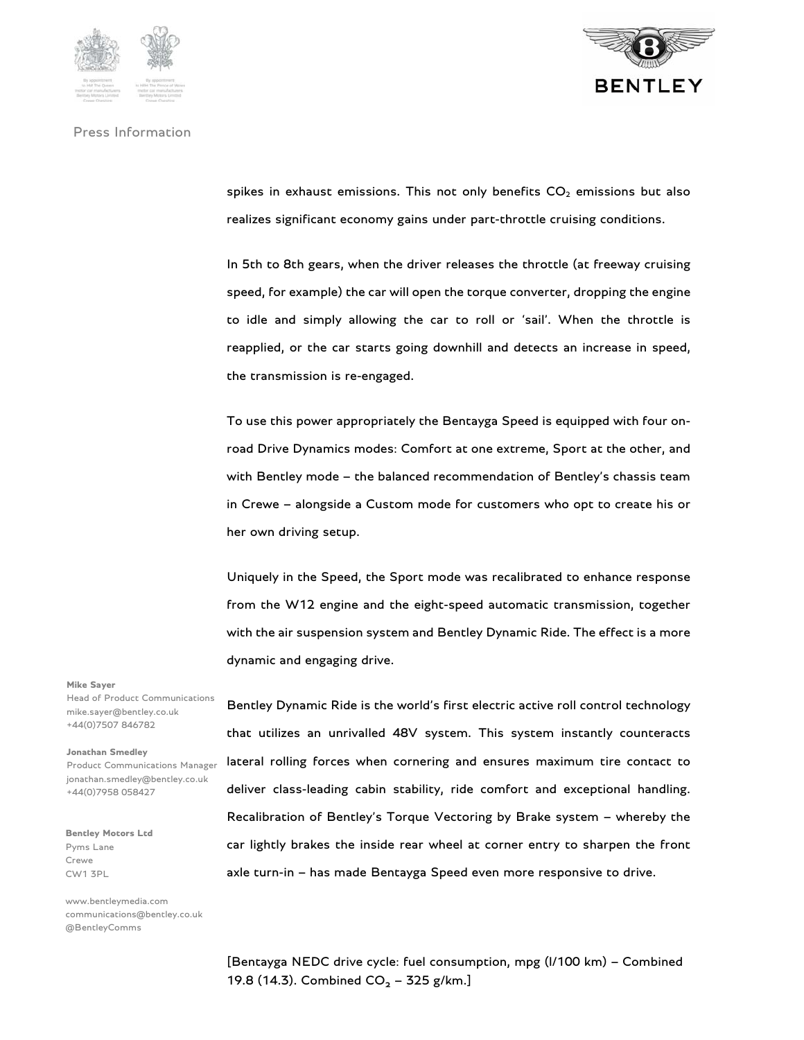spikes in exhaust emissions. This not only benefits $CO_2$ emissions but also realizes significant economy gains under part-throttle cruising conditions.

In 5th to 8th gears, when the driver releases the throttle (at freeway cruising speed, for example) the car will open the torque converter, dropping the engine to idle and simply allowing the car to roll or 'sail'. When the throttle is reapplied, or the car starts going downhill and detects an increase in speed, the transmission is re-engaged.

To use this power appropriately the Bentayga Speed is equipped with four on-road Drive Dynamics modes: Comfort at one extreme, Sport at the other, and with Bentley mode – the balanced recommendation of Bentley's chassis team in Crewe – alongside a Custom mode for customers who opt to create his or her own driving setup.

Uniquely in the Speed, the Sport mode was recalibrated to enhance response from the W12 engine and the eight-speed automatic transmission, together with the air suspension system and Bentley Dynamic Ride. The effect is a more dynamic and engaging drive.

Bentley Dynamic Ride is the world's first electric active roll control technology that utilizes an unrivalled 48V system. This system instantly counteracts lateral rolling forces when cornering and ensures maximum tire contact to deliver class-leading cabin stability, ride comfort and exceptional handling. Recalibration of Bentley's Torque Vectoring by Brake system – whereby the car lightly brakes the inside rear wheel at corner entry to sharpen the front axle turn-in – has made Bentayga Speed even more responsive to drive.

[Bentayga NEDC drive cycle: fuel consumption, mpg (l/100 km) – Combined 19.8 (14.3). Combined $CO_2$ – 325 g/km.]

**Mike Sayer**
Head of Product Communications
mike.sayer@bentley.co.uk
+44(0)7507 846782

**Jonathan Smedley**
Product Communications Manager
jonathan.smedley@bentley.co.uk
+44(0)7958 058427

**Bentley Motors Ltd**
Pyms Lane
Crewe
CW1 3PL

www.bentleymedia.com
communications@bentley.co.uk
@BentleyComms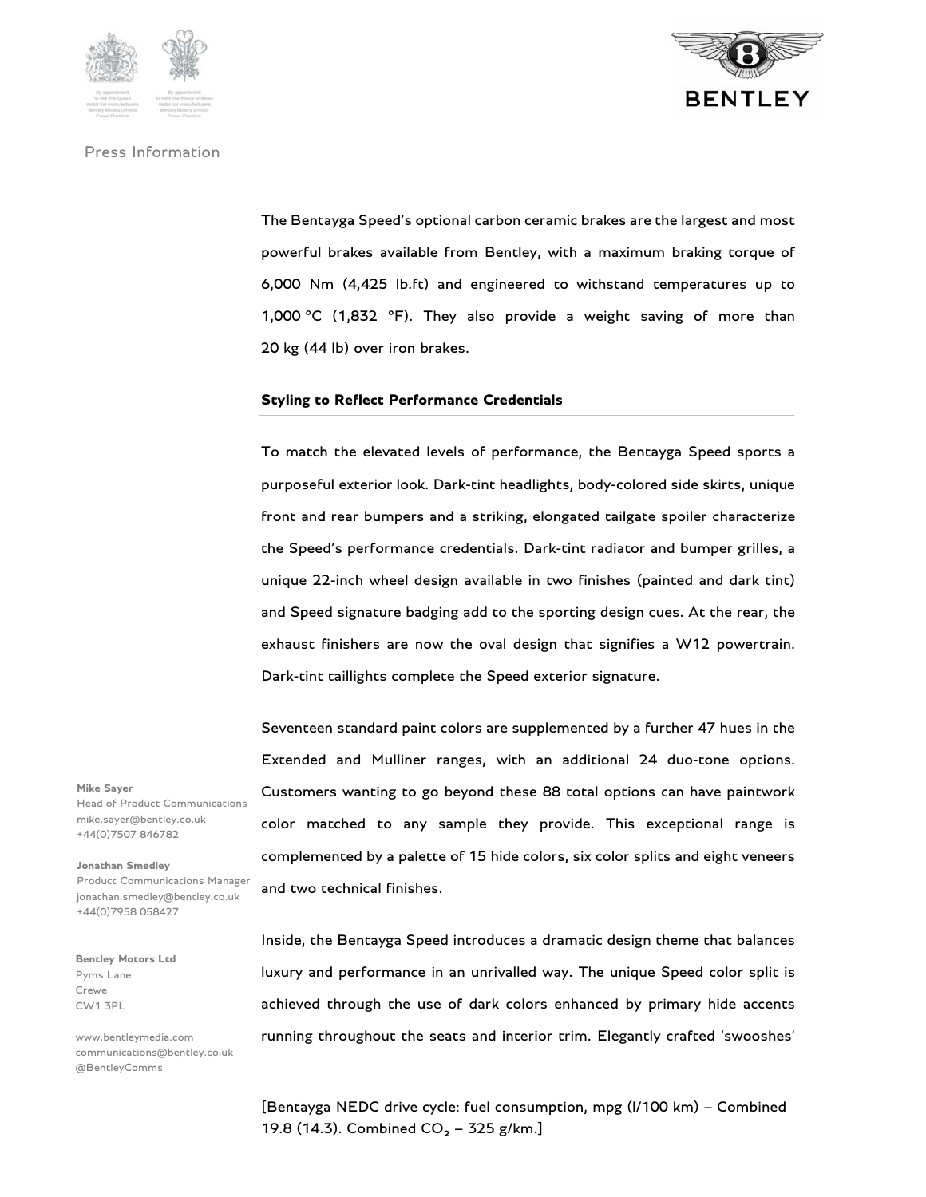The Bentayga Speed's optional carbon ceramic brakes are the largest and most powerful brakes available from Bentley, with a maximum braking torque of 6,000 Nm (4,425 lb.ft) and engineered to withstand temperatures up to 1,000 °C (1,832 °F). They also provide a weight saving of more than 20 kg (44 lb) over iron brakes.

**Styling to Reflect Performance Credentials**

To match the elevated levels of performance, the Bentayga Speed sports a purposeful exterior look. Dark-tint headlights, body-colored side skirts, unique front and rear bumpers and a striking, elongated tailgate spoiler characterize the Speed's performance credentials. Dark-tint radiator and bumper grilles, a unique 22-inch wheel design available in two finishes (painted and dark tint) and Speed signature badging add to the sporting design cues. At the rear, the exhaust finishers are now the oval design that signifies a W12 powertrain. Dark-tint taillights complete the Speed exterior signature.

Seventeen standard paint colors are supplemented by a further 47 hues in the Extended and Mulliner ranges, with an additional 24 duo-tone options. Customers wanting to go beyond these 88 total options can have paintwork color matched to any sample they provide. This exceptional range is complemented by a palette of 15 hide colors, six color splits and eight veneers and two technical finishes.

Inside, the Bentayga Speed introduces a dramatic design theme that balances luxury and performance in an unrivalled way. The unique Speed color split is achieved through the use of dark colors enhanced by primary hide accents running throughout the seats and interior trim. Elegantly crafted 'swooshes'

[Bentayga NEDC drive cycle: fuel consumption, mpg (l/100 km) – Combined 19.8 (14.3). Combined $CO_2$ – 325 g/km.]

**Mike Sayer**
Head of Product Communications
mike.sayer@bentley.co.uk
+44(0)7507 846782

**Jonathan Smedley**
Product Communications Manager
jonathan.smedley@bentley.co.uk
+44(0)7958 058427

**Bentley Motors Ltd**
Pyms Lane
Crewe
CW1 3PL

www.bentleymedia.com
communications@bentley.co.uk
@BentleyComms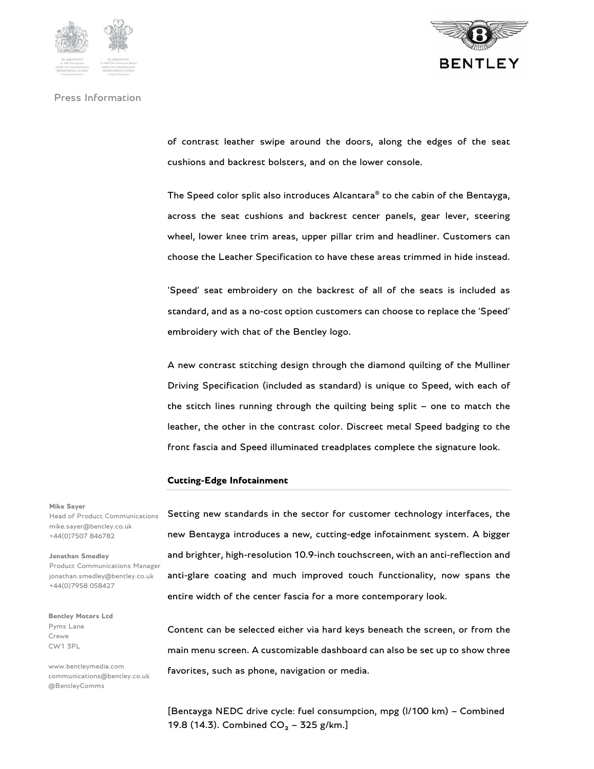of contrast leather swipe around the doors, along the edges of the seat cushions and backrest bolsters, and on the lower console.

The Speed color split also introduces Alcantara® to the cabin of the Bentayga, across the seat cushions and backrest center panels, gear lever, steering wheel, lower knee trim areas, upper pillar trim and headliner. Customers can choose the Leather Specification to have these areas trimmed in hide instead.

'Speed' seat embroidery on the backrest of all of the seats is included as standard, and as a no-cost option customers can choose to replace the 'Speed' embroidery with that of the Bentley logo.

A new contrast stitching design through the diamond quilting of the Mulliner Driving Specification (included as standard) is unique to Speed, with each of the stitch lines running through the quilting being split – one to match the leather, the other in the contrast color. Discreet metal Speed badging to the front fascia and Speed illuminated treadplates complete the signature look.

**Cutting-Edge Infotainment**

Setting new standards in the sector for customer technology interfaces, the new Bentayga introduces a new, cutting-edge infotainment system. A bigger and brighter, high-resolution 10.9-inch touchscreen, with an anti-reflection and anti-glare coating and much improved touch functionality, now spans the entire width of the center fascia for a more contemporary look.

Content can be selected either via hard keys beneath the screen, or from the main menu screen. A customizable dashboard can also be set up to show three favorites, such as phone, navigation or media.

[Bentayga NEDC drive cycle: fuel consumption, mpg (l/100 km) – Combined 19.8 (14.3). Combined $CO_2$ – 325 g/km.]

**Mike Sayer**
Head of Product Communications
mike.sayer@bentley.co.uk
+44(0)7507 846782

**Jonathan Smedley**
Product Communications Manager
jonathan.smedley@bentley.co.uk
+44(0)7958 058427

**Bentley Motors Ltd**
Pyms Lane
Crewe
CW1 3PL

www.bentleymedia.com
communications@bentley.co.uk
@BentleyComms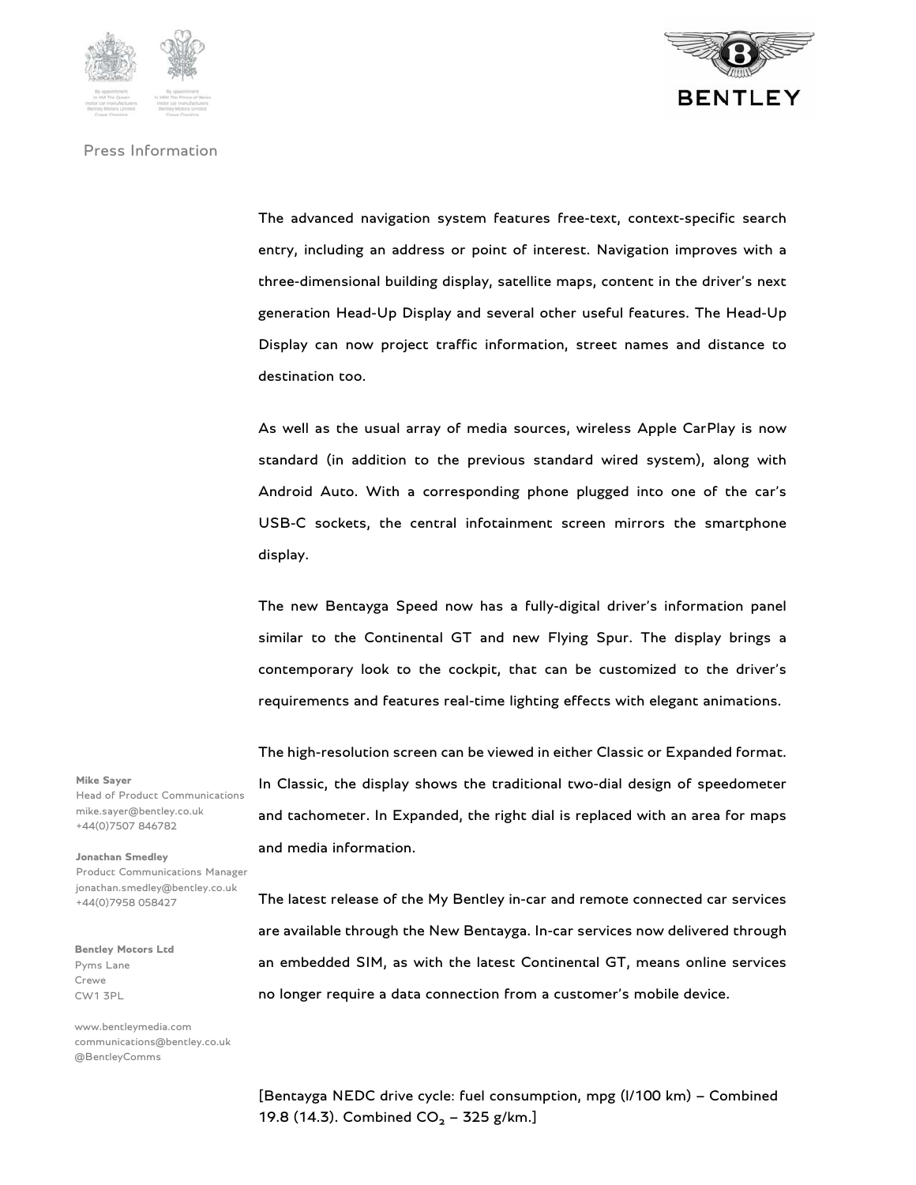Press Information

The advanced navigation system features free-text, context-specific search entry, including an address or point of interest. Navigation improves with a three-dimensional building display, satellite maps, content in the driver's next generation Head-Up Display and several other useful features. The Head-Up Display can now project traffic information, street names and distance to destination too.

As well as the usual array of media sources, wireless Apple CarPlay is now standard (in addition to the previous standard wired system), along with Android Auto. With a corresponding phone plugged into one of the car's USB-C sockets, the central infotainment screen mirrors the smartphone display.

The new Bentayga Speed now has a fully-digital driver's information panel similar to the Continental GT and new Flying Spur. The display brings a contemporary look to the cockpit, that can be customized to the driver's requirements and features real-time lighting effects with elegant animations.

The high-resolution screen can be viewed in either Classic or Expanded format. In Classic, the display shows the traditional two-dial design of speedometer and tachometer. In Expanded, the right dial is replaced with an area for maps and media information.

The latest release of the My Bentley in-car and remote connected car services are available through the New Bentayga. In-car services now delivered through an embedded SIM, as with the latest Continental GT, means online services no longer require a data connection from a customer's mobile device.

[Bentayga NEDC drive cycle: fuel consumption, mpg (l/100 km) – Combined 19.8 (14.3). Combined $CO_2$ – 325 g/km.]

**Mike Sayer**
Head of Product Communications
mike.sayer@bentley.co.uk
+44(0)7507 846782

**Jonathan Smedley**
Product Communications Manager
jonathan.smedley@bentley.co.uk
+44(0)7958 058427

**Bentley Motors Ltd**
Pyms Lane
Crewe
CW1 3PL

www.bentleymedia.com
communications@bentley.co.uk
@BentleyComms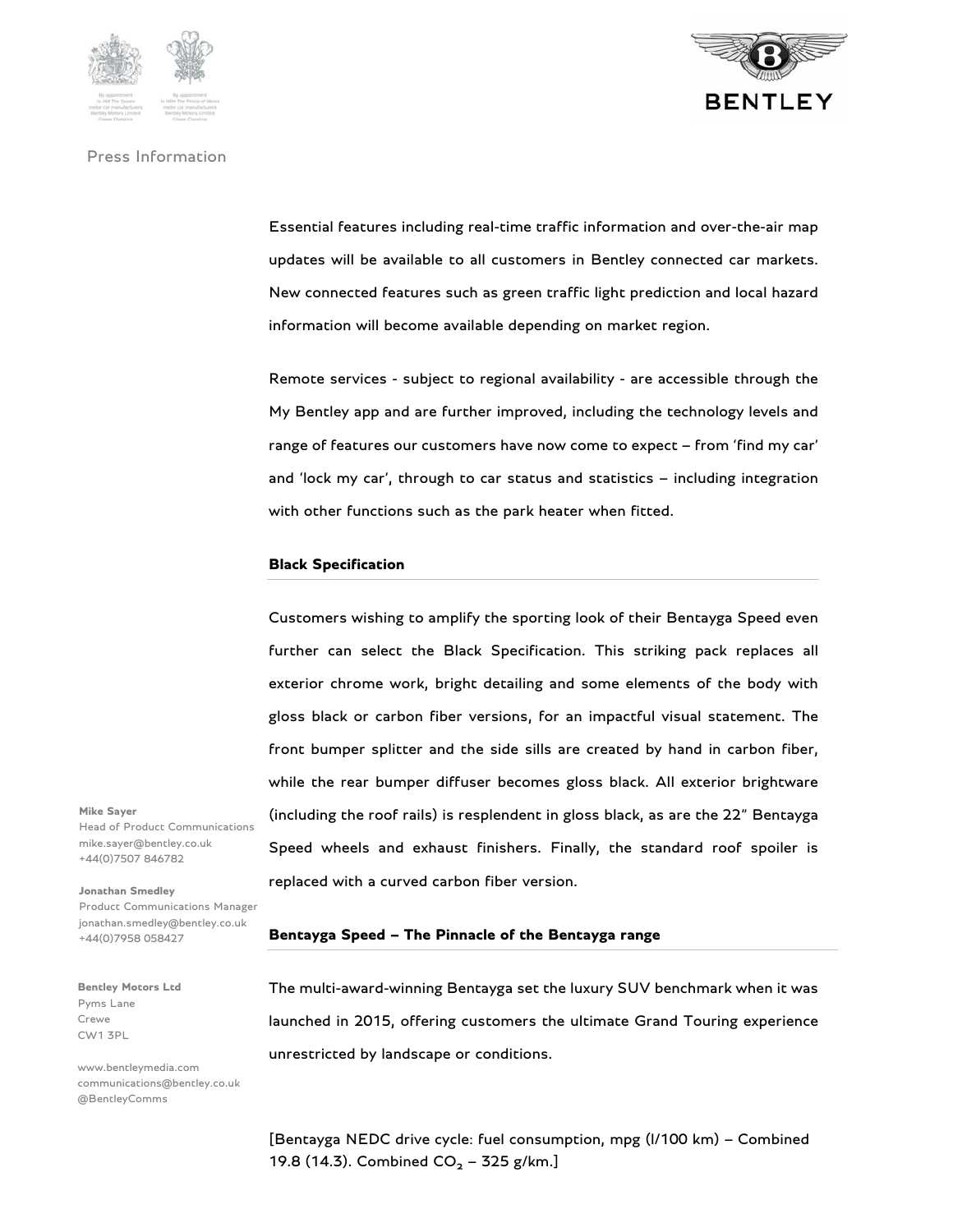Press Information

Essential features including real-time traffic information and over-the-air map updates will be available to all customers in Bentley connected car markets. New connected features such as green traffic light prediction and local hazard information will become available depending on market region.

Remote services - subject to regional availability - are accessible through the My Bentley app and are further improved, including the technology levels and range of features our customers have now come to expect – from 'find my car' and 'lock my car', through to car status and statistics – including integration with other functions such as the park heater when fitted.

**Black Specification**

Customers wishing to amplify the sporting look of their Bentayga Speed even further can select the Black Specification. This striking pack replaces all exterior chrome work, bright detailing and some elements of the body with gloss black or carbon fiber versions, for an impactful visual statement. The front bumper splitter and the side sills are created by hand in carbon fiber, while the rear bumper diffuser becomes gloss black. All exterior brightware (including the roof rails) is resplendent in gloss black, as are the 22" Bentayga Speed wheels and exhaust finishers. Finally, the standard roof spoiler is replaced with a curved carbon fiber version.

**Bentayga Speed – The Pinnacle of the Bentayga range**

The multi-award-winning Bentayga set the luxury SUV benchmark when it was launched in 2015, offering customers the ultimate Grand Touring experience unrestricted by landscape or conditions.

[Bentayga NEDC drive cycle: fuel consumption, mpg (l/100 km) – Combined 19.8 (14.3). Combined $CO_2$ – 325 g/km.]

**Mike Sayer**
Head of Product Communications
mike.sayer@bentley.co.uk
+44(0)7507 846782

**Jonathan Smedley**
Product Communications Manager
jonathan.smedley@bentley.co.uk
+44(0)7958 058427

**Bentley Motors Ltd**
Pyms Lane
Crewe
CW1 3PL

www.bentleymedia.com
communications@bentley.co.uk
@BentleyComms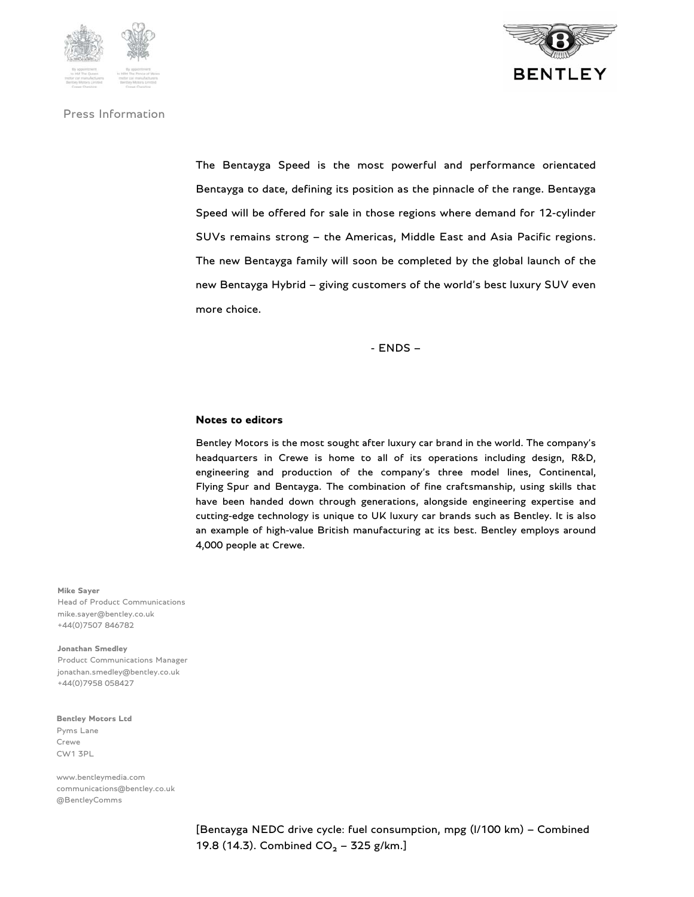Press Information

The Bentayga Speed is the most powerful and performance orientated Bentayga to date, defining its position as the pinnacle of the range. Bentayga Speed will be offered for sale in those regions where demand for 12-cylinder SUVs remains strong – the Americas, Middle East and Asia Pacific regions. The new Bentayga family will soon be completed by the global launch of the new Bentayga Hybrid – giving customers of the world's best luxury SUV even more choice.

- ENDS –

**Notes to editors**

Bentley Motors is the most sought after luxury car brand in the world. The company's headquarters in Crewe is home to all of its operations including design, R&D, engineering and production of the company's three model lines, Continental, Flying Spur and Bentayga. The combination of fine craftsmanship, using skills that have been handed down through generations, alongside engineering expertise and cutting-edge technology is unique to UK luxury car brands such as Bentley. It is also an example of high-value British manufacturing at its best. Bentley employs around 4,000 people at Crewe.

**Mike Sayer**
Head of Product Communications
mike.sayer@bentley.co.uk
+44(0)7507 846782

**Jonathan Smedley**
Product Communications Manager
jonathan.smedley@bentley.co.uk
+44(0)7958 058427

**Bentley Motors Ltd**
Pyms Lane
Crewe
CW1 3PL

www.bentleymedia.com
communications@bentley.co.uk
@BentleyComms

[Bentayga NEDC drive cycle: fuel consumption, mpg (l/100 km) – Combined 19.8 (14.3). Combined $CO_2$ – 325 g/km.]